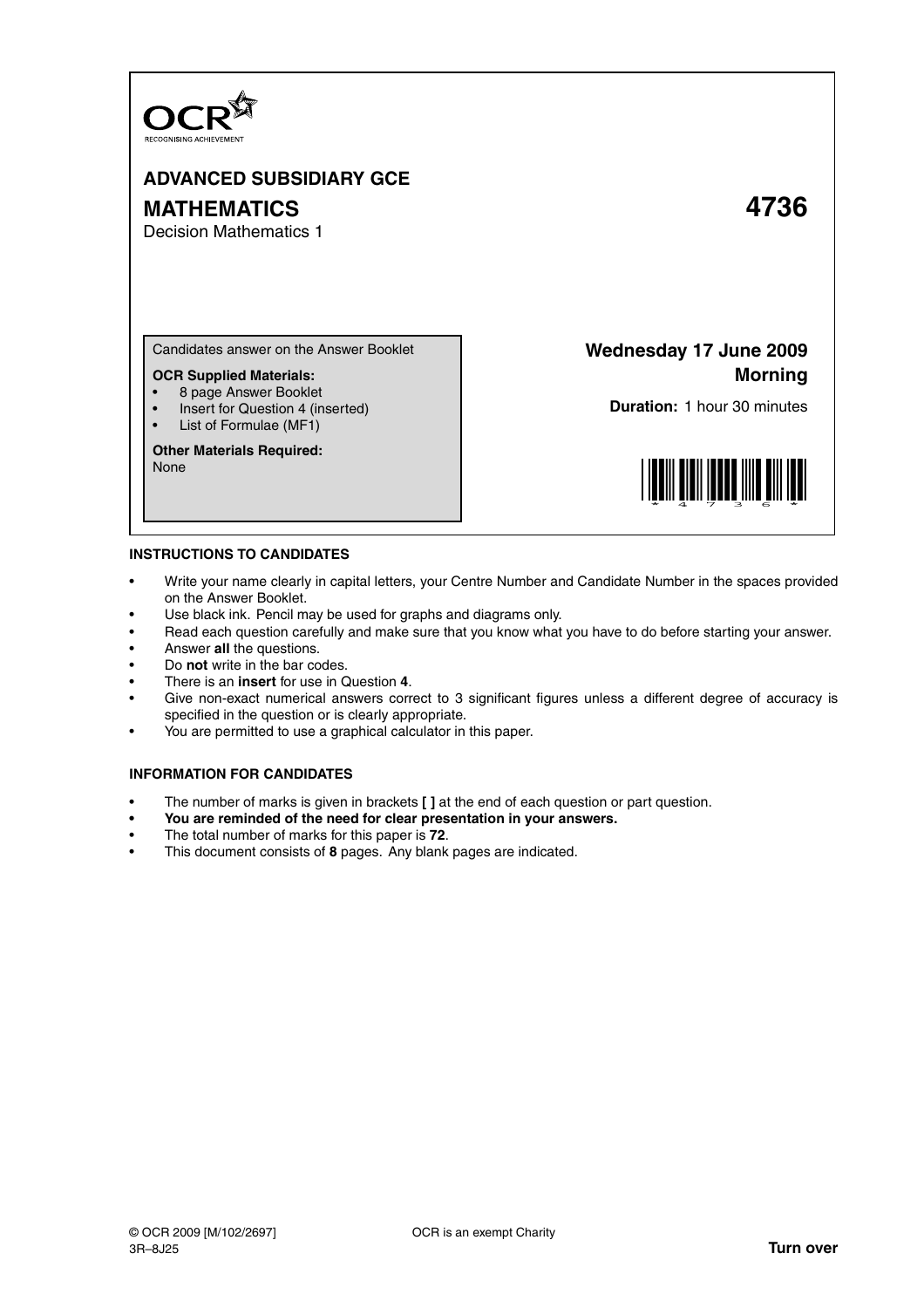OCR
RECOGNISING ACHIEVEMENT

# ADVANCED SUBSIDIARY GCE

# MATHEMATICS 4736

Decision Mathematics 1

Candidates answer on the Answer Booklet

**OCR Supplied Materials:**
- 8 page Answer Booklet
- Insert for Question 4 (inserted)
- List of Formulae (MF1)

**Other Materials Required:**
None

**Wednesday 17 June 2009**
**Morning**

**Duration:** 1 hour 30 minutes

## INSTRUCTIONS TO CANDIDATES

- Write your name clearly in capital letters, your Centre Number and Candidate Number in the spaces provided on the Answer Booklet.
- Use black ink. Pencil may be used for graphs and diagrams only.
- Read each question carefully and make sure that you know what you have to do before starting your answer.
- Answer **all** the questions.
- Do **not** write in the bar codes.
- There is an **insert** for use in Question **4**.
- Give non-exact numerical answers correct to 3 significant figures unless a different degree of accuracy is specified in the question or is clearly appropriate.
- You are permitted to use a graphical calculator in this paper.

## INFORMATION FOR CANDIDATES

- The number of marks is given in brackets **[ ]** at the end of each question or part question.
- **You are reminded of the need for clear presentation in your answers.**
- The total number of marks for this paper is **72**.
- This document consists of **8** pages. Any blank pages are indicated.

© OCR 2009 [M/102/2697] OCR is an exempt Charity
3R–8J25 **Turn over**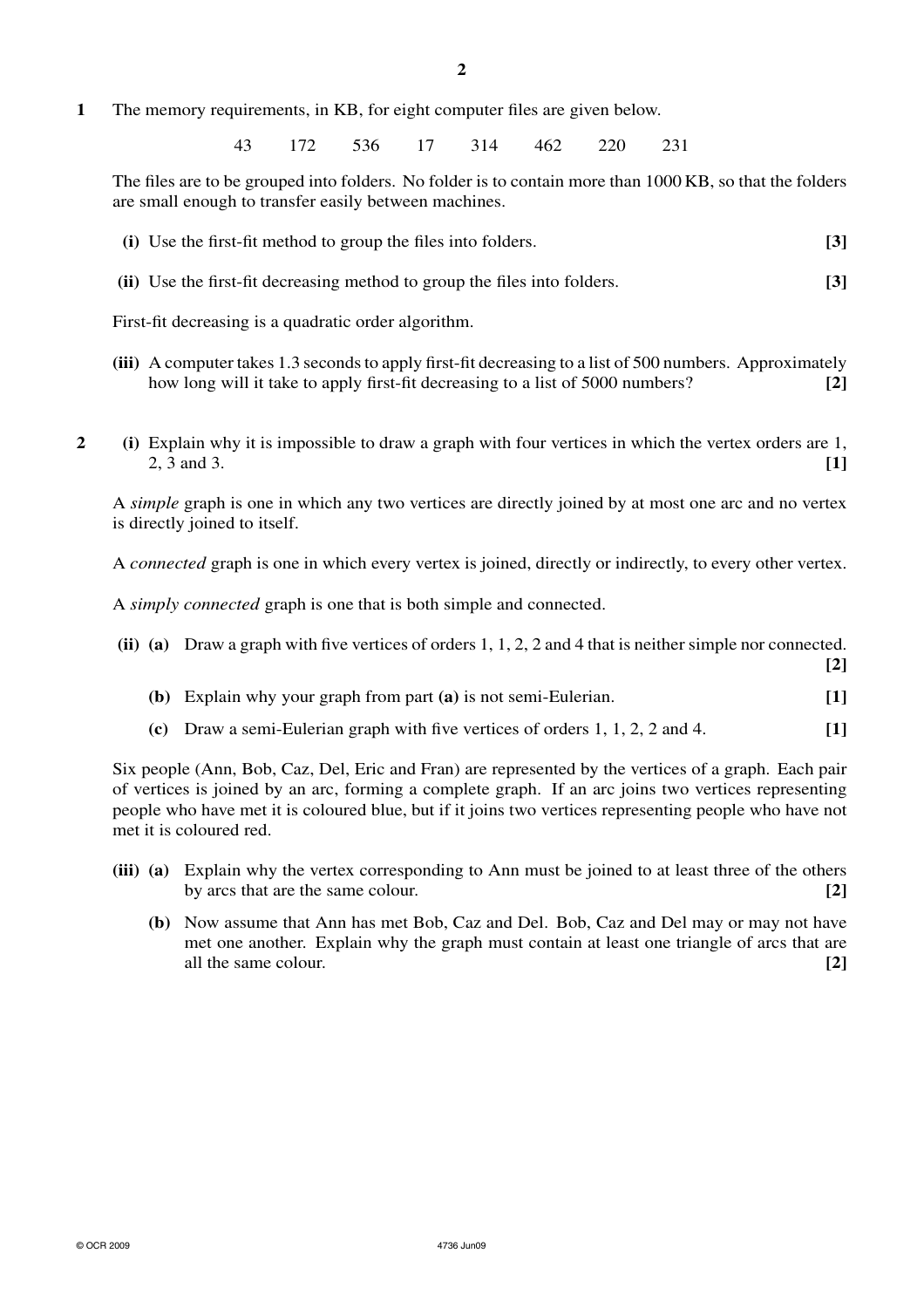**1** The memory requirements, in KB, for eight computer files are given below.

43 172 536 17 314 462 220 231

The files are to be grouped into folders. No folder is to contain more than 1000 KB, so that the folders are small enough to transfer easily between machines.

**(i)** Use the first-fit method to group the files into folders. **[3]**

**(ii)** Use the first-fit decreasing method to group the files into folders. **[3]**

First-fit decreasing is a quadratic order algorithm.

**(iii)** A computer takes 1.3 seconds to apply first-fit decreasing to a list of 500 numbers. Approximately how long will it take to apply first-fit decreasing to a list of 5000 numbers? **[2]**

**2** **(i)** Explain why it is impossible to draw a graph with four vertices in which the vertex orders are 1, 2, 3 and 3. **[1]**

A *simple* graph is one in which any two vertices are directly joined by at most one arc and no vertex is directly joined to itself.

A *connected* graph is one in which every vertex is joined, directly or indirectly, to every other vertex.

A *simply connected* graph is one that is both simple and connected.

**(ii)** **(a)** Draw a graph with five vertices of orders 1, 1, 2, 2 and 4 that is neither simple nor connected. **[2]**

**(b)** Explain why your graph from part **(a)** is not semi-Eulerian. **[1]**

**(c)** Draw a semi-Eulerian graph with five vertices of orders 1, 1, 2, 2 and 4. **[1]**

Six people (Ann, Bob, Caz, Del, Eric and Fran) are represented by the vertices of a graph. Each pair of vertices is joined by an arc, forming a complete graph. If an arc joins two vertices representing people who have met it is coloured blue, but if it joins two vertices representing people who have not met it is coloured red.

**(iii)** **(a)** Explain why the vertex corresponding to Ann must be joined to at least three of the others by arcs that are the same colour. **[2]**

**(b)** Now assume that Ann has met Bob, Caz and Del. Bob, Caz and Del may or may not have met one another. Explain why the graph must contain at least one triangle of arcs that are all the same colour. **[2]**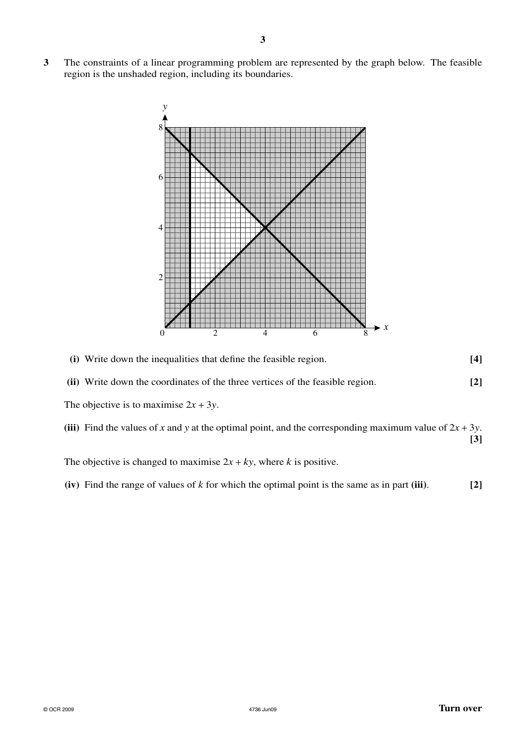**3** The constraints of a linear programming problem are represented by the graph below. The feasible region is the unshaded region, including its boundaries.

y
8
6
4
2
0
2
4
6
8
x

**(i)** Write down the inequalities that define the feasible region. **[4]**

**(ii)** Write down the coordinates of the three vertices of the feasible region. **[2]**

The objective is to maximise $2x + 3y$.

**(iii)** Find the values of $x$ and $y$ at the optimal point, and the corresponding maximum value of $2x + 3y$. **[3]**

The objective is changed to maximise $2x + ky$, where $k$ is positive.

**(iv)** Find the range of values of $k$ for which the optimal point is the same as in part **(iii)**. **[2]**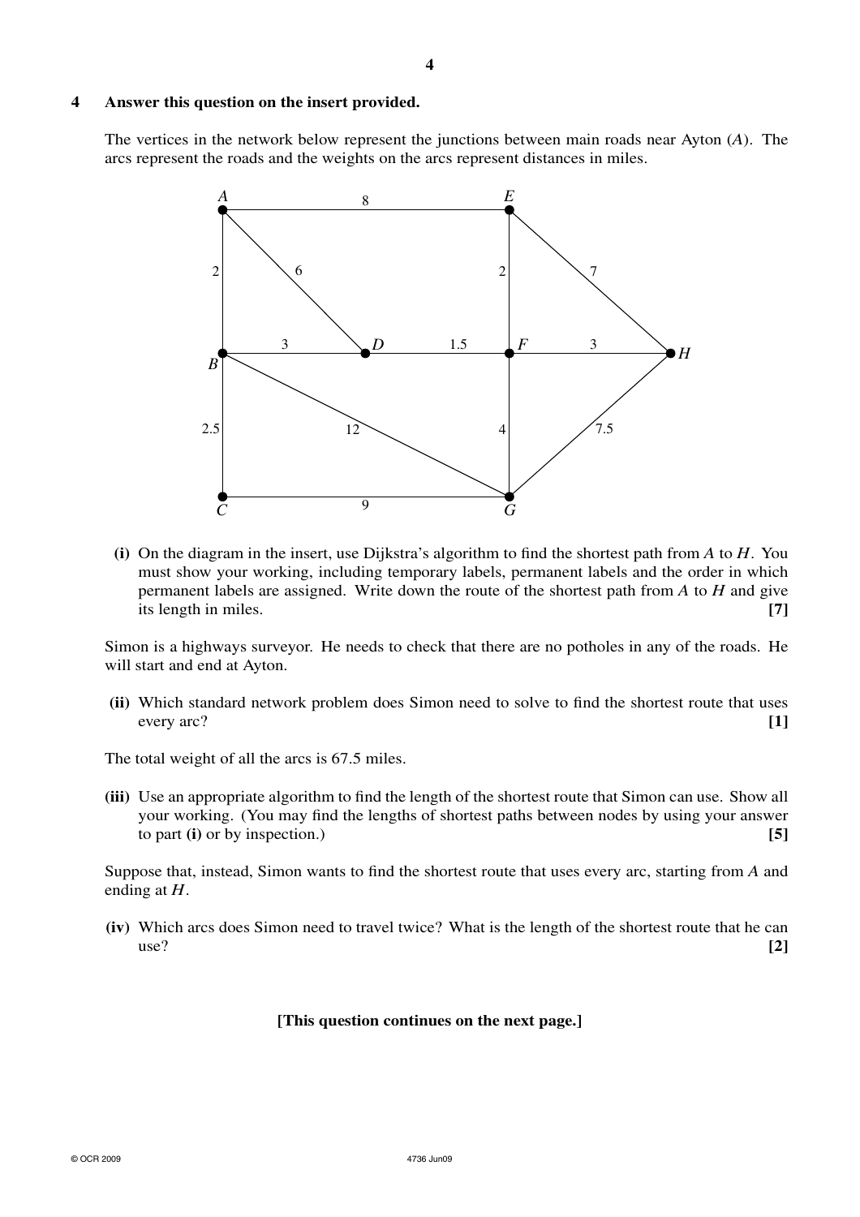**4 Answer this question on the insert provided.**

The vertices in the network below represent the junctions between main roads near Ayton ($A$). The arcs represent the roads and the weights on the arcs represent distances in miles.

**(i)** On the diagram in the insert, use Dijkstra's algorithm to find the shortest path from $A$ to $H$. You must show your working, including temporary labels, permanent labels and the order in which permanent labels are assigned. Write down the route of the shortest path from $A$ to $H$ and give its length in miles. **[7]**

Simon is a highways surveyor. He needs to check that there are no potholes in any of the roads. He will start and end at Ayton.

**(ii)** Which standard network problem does Simon need to solve to find the shortest route that uses every arc? **[1]**

The total weight of all the arcs is 67.5 miles.

**(iii)** Use an appropriate algorithm to find the length of the shortest route that Simon can use. Show all your working. (You may find the lengths of shortest paths between nodes by using your answer to part **(i)** or by inspection.) **[5]**

Suppose that, instead, Simon wants to find the shortest route that uses every arc, starting from $A$ and ending at $H$.

**(iv)** Which arcs does Simon need to travel twice? What is the length of the shortest route that he can use? **[2]**

**[This question continues on the next page.]**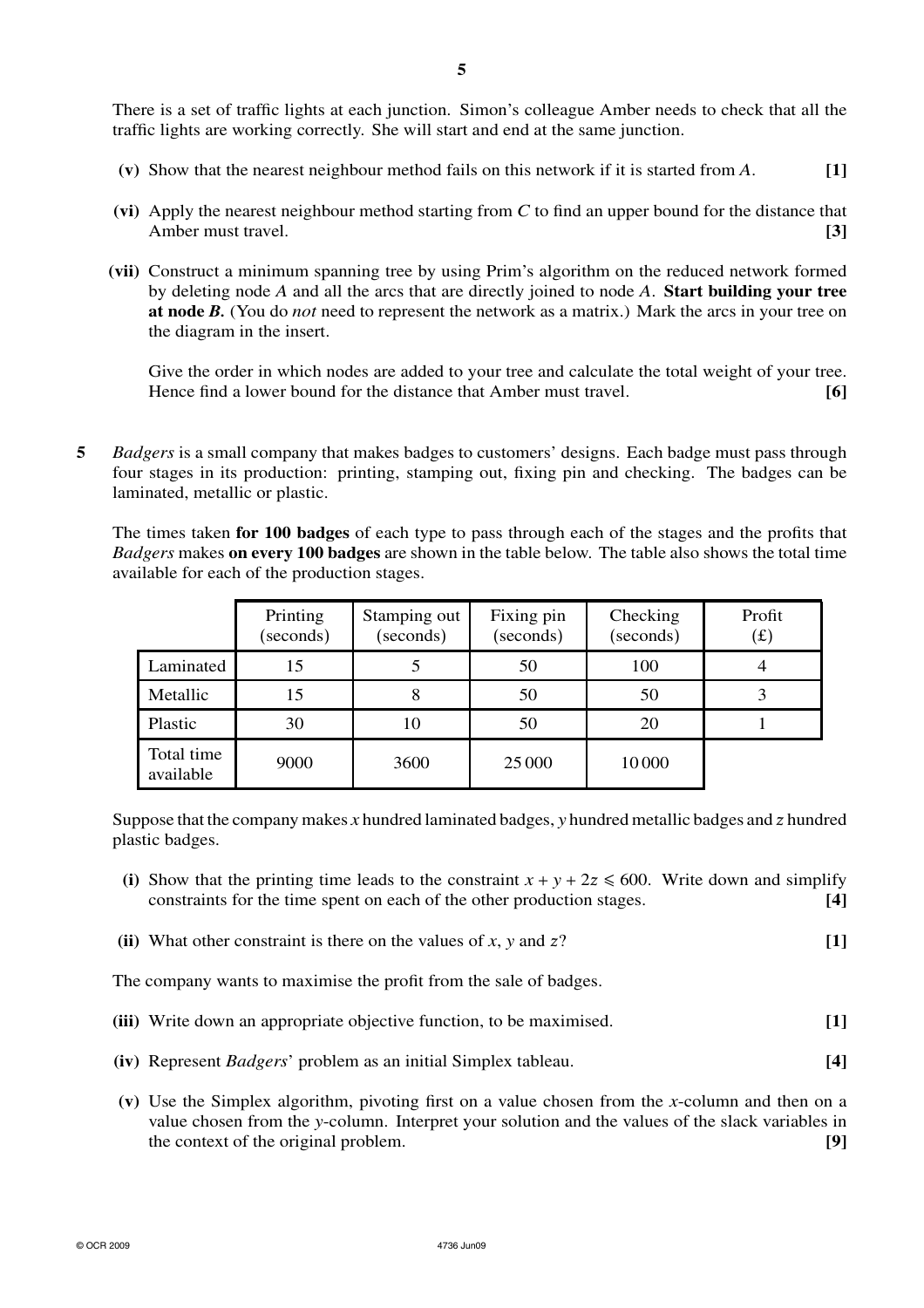There is a set of traffic lights at each junction. Simon's colleague Amber needs to check that all the traffic lights are working correctly. She will start and end at the same junction.

**(v)** Show that the nearest neighbour method fails on this network if it is started from $A$. **[1]**

**(vi)** Apply the nearest neighbour method starting from $C$ to find an upper bound for the distance that Amber must travel. **[3]**

**(vii)** Construct a minimum spanning tree by using Prim's algorithm on the reduced network formed by deleting node $A$ and all the arcs that are directly joined to node $A$. **Start building your tree at node *B*.** (You do *not* need to represent the network as a matrix.) Mark the arcs in your tree on the diagram in the insert.

Give the order in which nodes are added to your tree and calculate the total weight of your tree. Hence find a lower bound for the distance that Amber must travel. **[6]**

**5** *Badgers* is a small company that makes badges to customers' designs. Each badge must pass through four stages in its production: printing, stamping out, fixing pin and checking. The badges can be laminated, metallic or plastic.

The times taken **for 100 badges** of each type to pass through each of the stages and the profits that *Badgers* makes **on every 100 badges** are shown in the table below. The table also shows the total time available for each of the production stages.

| | Printing (seconds) | Stamping out (seconds) | Fixing pin (seconds) | Checking (seconds) | Profit (£) |
|---|---|---|---|---|---|
| Laminated | 15 | 5 | 50 | 100 | 4 |
| Metallic | 15 | 8 | 50 | 50 | 3 |
| Plastic | 30 | 10 | 50 | 20 | 1 |
| Total time available | 9000 | 3600 | 25 000 | 10 000 | |

Suppose that the company makes $x$ hundred laminated badges, $y$ hundred metallic badges and $z$ hundred plastic badges.

**(i)** Show that the printing time leads to the constraint $x + y + 2z \leqslant 600$. Write down and simplify constraints for the time spent on each of the other production stages. **[4]**

**(ii)** What other constraint is there on the values of $x$, $y$ and $z$? **[1]**

The company wants to maximise the profit from the sale of badges.

**(iii)** Write down an appropriate objective function, to be maximised. **[1]**

**(iv)** Represent *Badgers*' problem as an initial Simplex tableau. **[4]**

**(v)** Use the Simplex algorithm, pivoting first on a value chosen from the $x$-column and then on a value chosen from the $y$-column. Interpret your solution and the values of the slack variables in the context of the original problem. **[9]**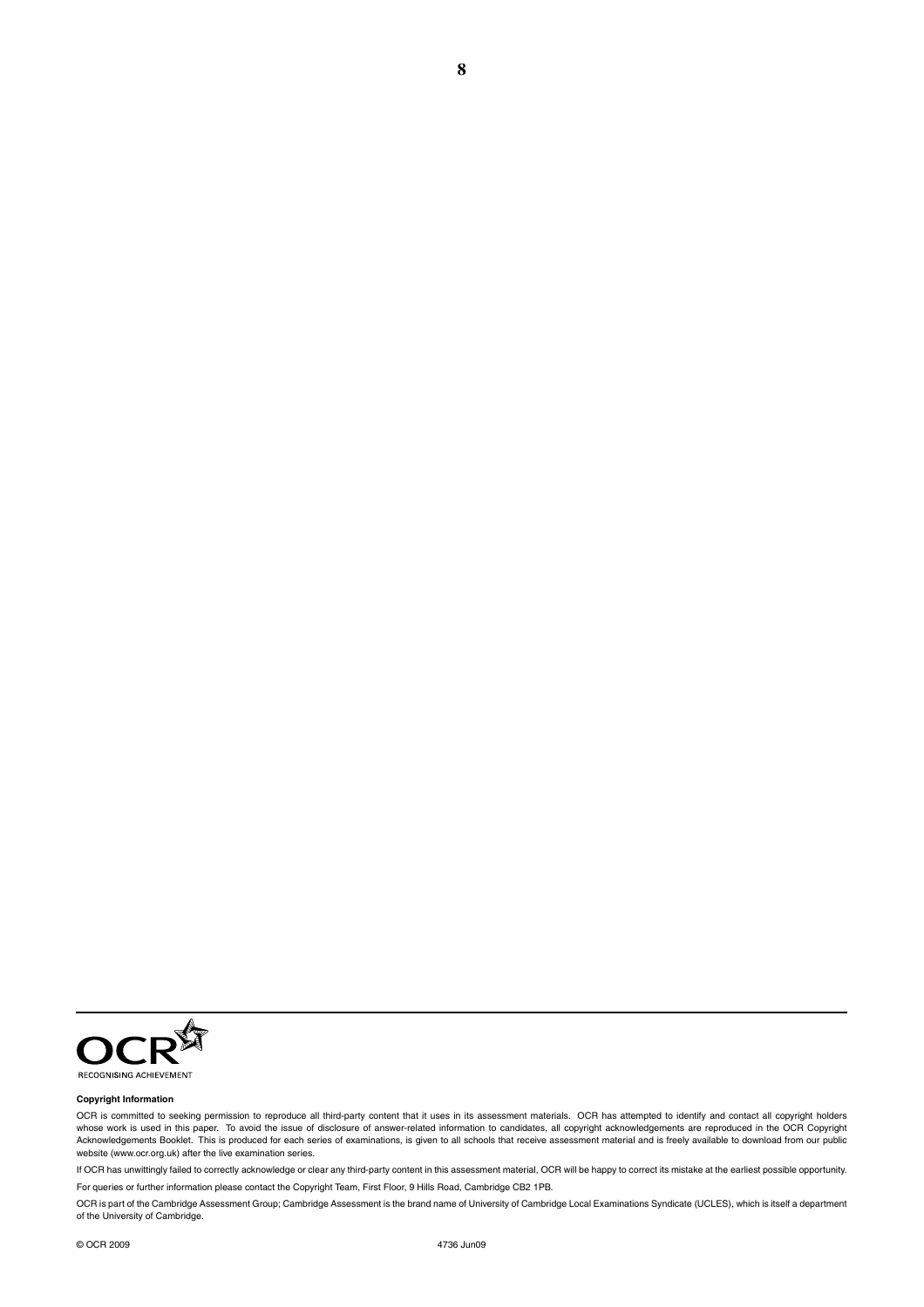OCR
RECOGNISING ACHIEVEMENT

**Copyright Information**

OCR is committed to seeking permission to reproduce all third-party content that it uses in its assessment materials. OCR has attempted to identify and contact all copyright holders whose work is used in this paper. To avoid the issue of disclosure of answer-related information to candidates, all copyright acknowledgements are reproduced in the OCR Copyright Acknowledgements Booklet. This is produced for each series of examinations, is given to all schools that receive assessment material and is freely available to download from our public website (www.ocr.org.uk) after the live examination series.

If OCR has unwittingly failed to correctly acknowledge or clear any third-party content in this assessment material, OCR will be happy to correct its mistake at the earliest possible opportunity.

For queries or further information please contact the Copyright Team, First Floor, 9 Hills Road, Cambridge CB2 1PB.

OCR is part of the Cambridge Assessment Group; Cambridge Assessment is the brand name of University of Cambridge Local Examinations Syndicate (UCLES), which is itself a department of the University of Cambridge.

© OCR 2009 4736 Jun09